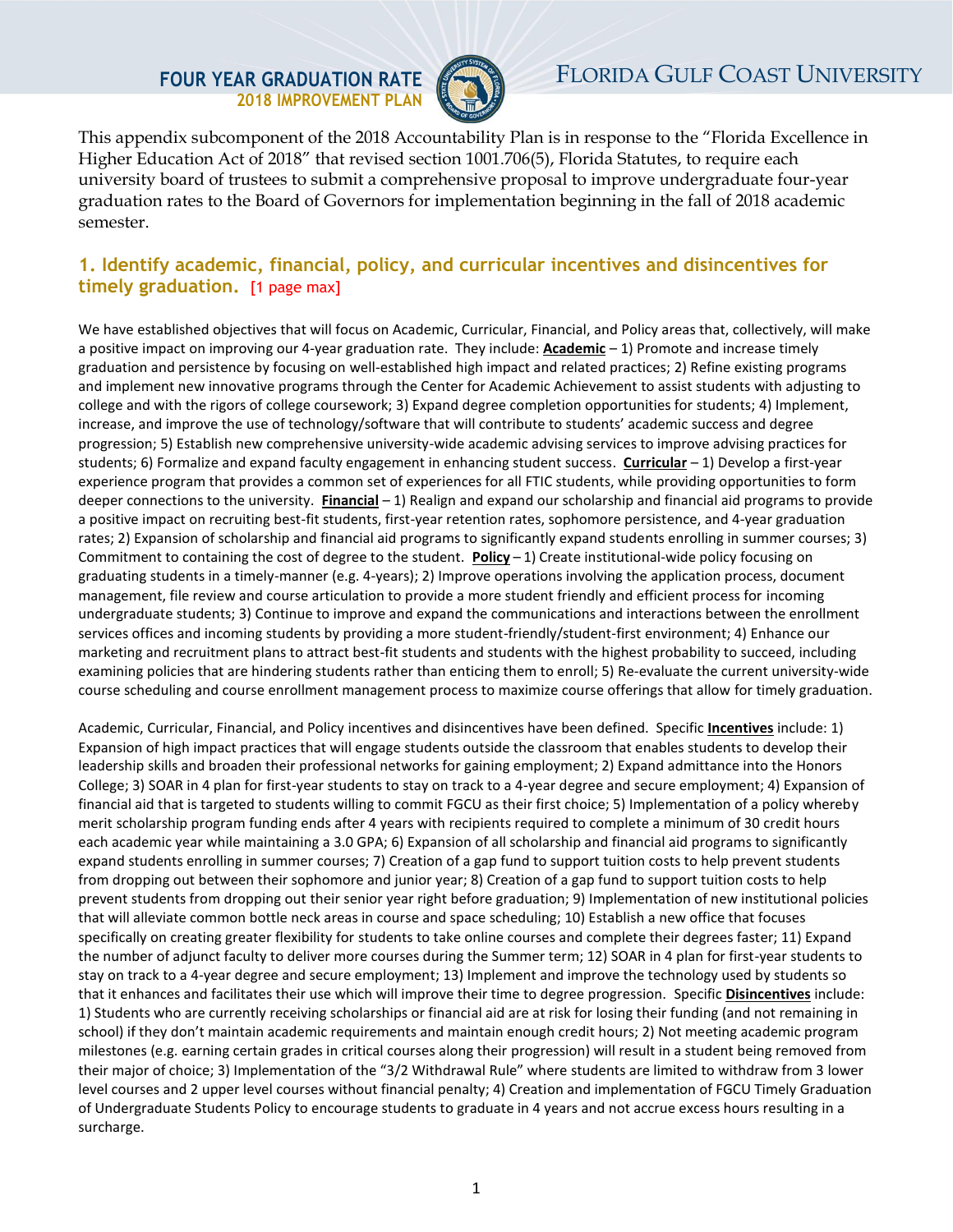# FOUR YEAR GRADUATION RATE
## 2018 IMPROVEMENT PLAN

# FLORIDA GULF COAST UNIVERSITY

This appendix subcomponent of the 2018 Accountability Plan is in response to the "Florida Excellence in Higher Education Act of 2018" that revised section 1001.706(5), Florida Statutes, to require each university board of trustees to submit a comprehensive proposal to improve undergraduate four-year graduation rates to the Board of Governors for implementation beginning in the fall of 2018 academic semester.

## 1. Identify academic, financial, policy, and curricular incentives and disincentives for timely graduation. [1 page max]

We have established objectives that will focus on Academic, Curricular, Financial, and Policy areas that, collectively, will make a positive impact on improving our 4-year graduation rate. They include: **Academic** – 1) Promote and increase timely graduation and persistence by focusing on well-established high impact and related practices; 2) Refine existing programs and implement new innovative programs through the Center for Academic Achievement to assist students with adjusting to college and with the rigors of college coursework; 3) Expand degree completion opportunities for students; 4) Implement, increase, and improve the use of technology/software that will contribute to students' academic success and degree progression; 5) Establish new comprehensive university-wide academic advising services to improve advising practices for students; 6) Formalize and expand faculty engagement in enhancing student success. **Curricular** – 1) Develop a first-year experience program that provides a common set of experiences for all FTIC students, while providing opportunities to form deeper connections to the university. **Financial** – 1) Realign and expand our scholarship and financial aid programs to provide a positive impact on recruiting best-fit students, first-year retention rates, sophomore persistence, and 4-year graduation rates; 2) Expansion of scholarship and financial aid programs to significantly expand students enrolling in summer courses; 3) Commitment to containing the cost of degree to the student. **Policy** – 1) Create institutional-wide policy focusing on graduating students in a timely-manner (e.g. 4-years); 2) Improve operations involving the application process, document management, file review and course articulation to provide a more student friendly and efficient process for incoming undergraduate students; 3) Continue to improve and expand the communications and interactions between the enrollment services offices and incoming students by providing a more student-friendly/student-first environment; 4) Enhance our marketing and recruitment plans to attract best-fit students and students with the highest probability to succeed, including examining policies that are hindering students rather than enticing them to enroll; 5) Re-evaluate the current university-wide course scheduling and course enrollment management process to maximize course offerings that allow for timely graduation.

Academic, Curricular, Financial, and Policy incentives and disincentives have been defined. Specific **Incentives** include: 1) Expansion of high impact practices that will engage students outside the classroom that enables students to develop their leadership skills and broaden their professional networks for gaining employment; 2) Expand admittance into the Honors College; 3) SOAR in 4 plan for first-year students to stay on track to a 4-year degree and secure employment; 4) Expansion of financial aid that is targeted to students willing to commit FGCU as their first choice; 5) Implementation of a policy whereby merit scholarship program funding ends after 4 years with recipients required to complete a minimum of 30 credit hours each academic year while maintaining a 3.0 GPA; 6) Expansion of all scholarship and financial aid programs to significantly expand students enrolling in summer courses; 7) Creation of a gap fund to support tuition costs to help prevent students from dropping out between their sophomore and junior year; 8) Creation of a gap fund to support tuition costs to help prevent students from dropping out their senior year right before graduation; 9) Implementation of new institutional policies that will alleviate common bottle neck areas in course and space scheduling; 10) Establish a new office that focuses specifically on creating greater flexibility for students to take online courses and complete their degrees faster; 11) Expand the number of adjunct faculty to deliver more courses during the Summer term; 12) SOAR in 4 plan for first-year students to stay on track to a 4-year degree and secure employment; 13) Implement and improve the technology used by students so that it enhances and facilitates their use which will improve their time to degree progression. Specific **Disincentives** include: 1) Students who are currently receiving scholarships or financial aid are at risk for losing their funding (and not remaining in school) if they don't maintain academic requirements and maintain enough credit hours; 2) Not meeting academic program milestones (e.g. earning certain grades in critical courses along their progression) will result in a student being removed from their major of choice; 3) Implementation of the "3/2 Withdrawal Rule" where students are limited to withdraw from 3 lower level courses and 2 upper level courses without financial penalty; 4) Creation and implementation of FGCU Timely Graduation of Undergraduate Students Policy to encourage students to graduate in 4 years and not accrue excess hours resulting in a surcharge.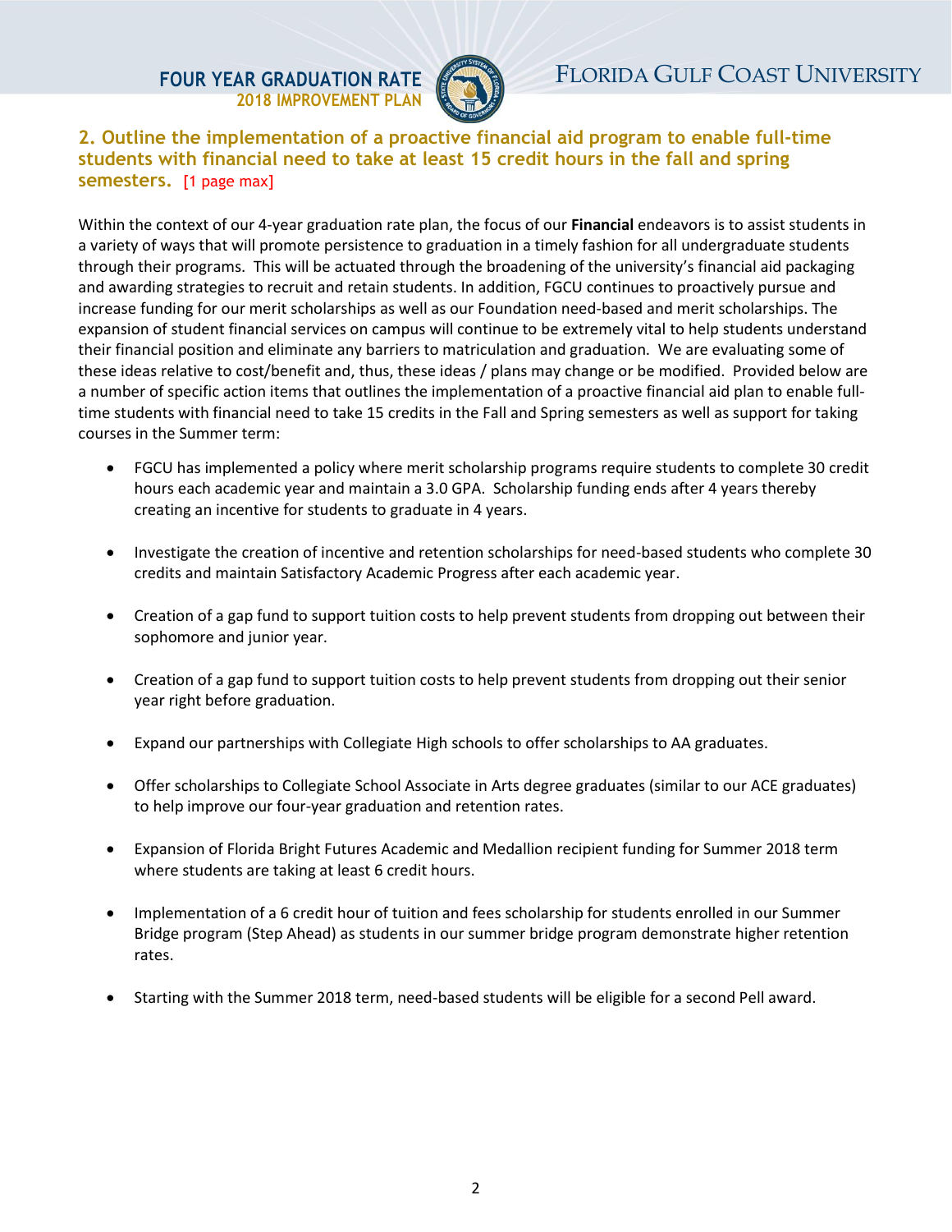## 2. Outline the implementation of a proactive financial aid program to enable full-time students with financial need to take at least 15 credit hours in the fall and spring semesters. [1 page max]

Within the context of our 4-year graduation rate plan, the focus of our **Financial** endeavors is to assist students in a variety of ways that will promote persistence to graduation in a timely fashion for all undergraduate students through their programs. This will be actuated through the broadening of the university's financial aid packaging and awarding strategies to recruit and retain students. In addition, FGCU continues to proactively pursue and increase funding for our merit scholarships as well as our Foundation need-based and merit scholarships. The expansion of student financial services on campus will continue to be extremely vital to help students understand their financial position and eliminate any barriers to matriculation and graduation. We are evaluating some of these ideas relative to cost/benefit and, thus, these ideas / plans may change or be modified. Provided below are a number of specific action items that outlines the implementation of a proactive financial aid plan to enable full-time students with financial need to take 15 credits in the Fall and Spring semesters as well as support for taking courses in the Summer term:

- FGCU has implemented a policy where merit scholarship programs require students to complete 30 credit hours each academic year and maintain a 3.0 GPA. Scholarship funding ends after 4 years thereby creating an incentive for students to graduate in 4 years.
- Investigate the creation of incentive and retention scholarships for need-based students who complete 30 credits and maintain Satisfactory Academic Progress after each academic year.
- Creation of a gap fund to support tuition costs to help prevent students from dropping out between their sophomore and junior year.
- Creation of a gap fund to support tuition costs to help prevent students from dropping out their senior year right before graduation.
- Expand our partnerships with Collegiate High schools to offer scholarships to AA graduates.
- Offer scholarships to Collegiate School Associate in Arts degree graduates (similar to our ACE graduates) to help improve our four-year graduation and retention rates.
- Expansion of Florida Bright Futures Academic and Medallion recipient funding for Summer 2018 term where students are taking at least 6 credit hours.
- Implementation of a 6 credit hour of tuition and fees scholarship for students enrolled in our Summer Bridge program (Step Ahead) as students in our summer bridge program demonstrate higher retention rates.
- Starting with the Summer 2018 term, need-based students will be eligible for a second Pell award.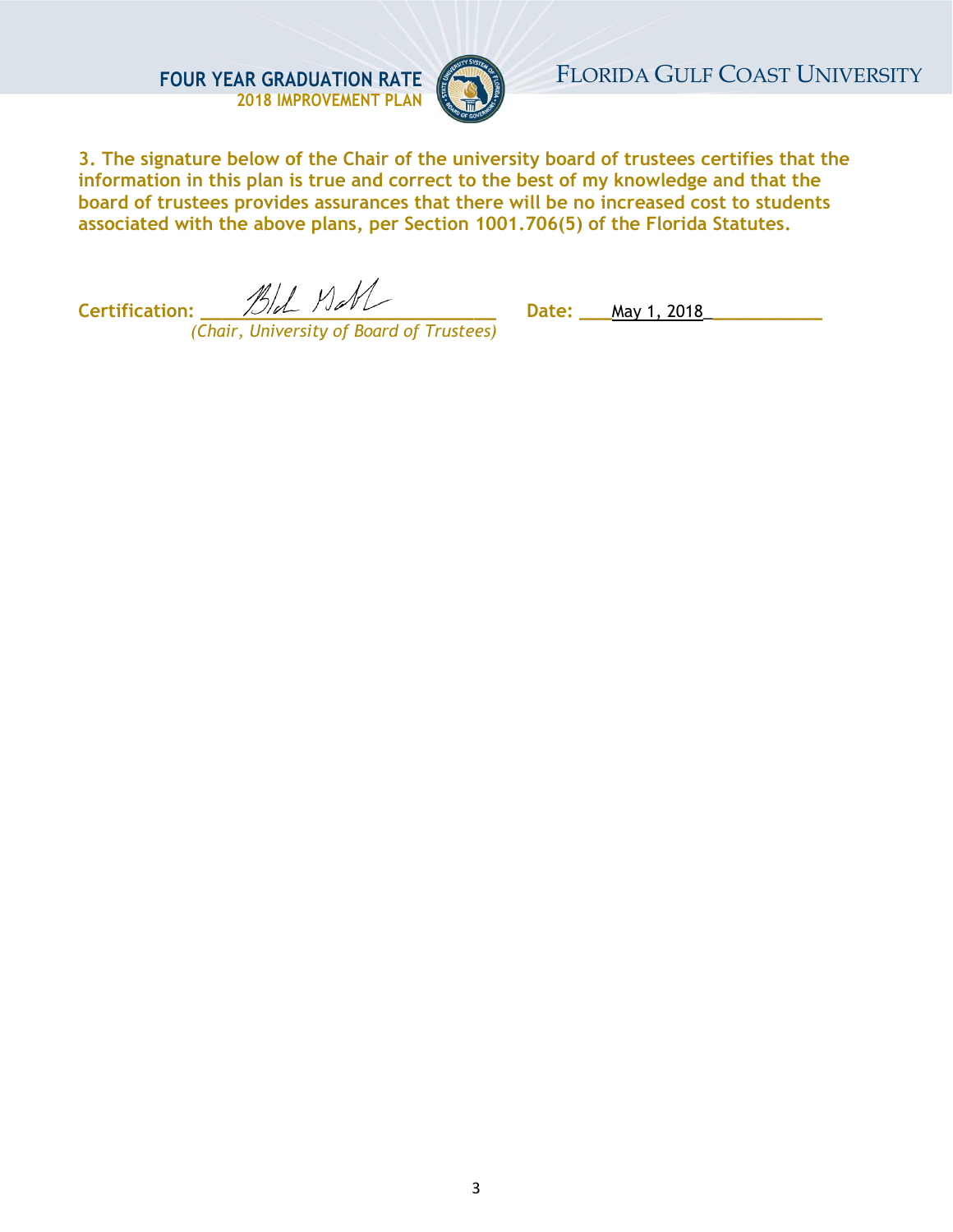**3. The signature below of the Chair of the university board of trustees certifies that the information in this plan is true and correct to the best of my knowledge and that the board of trustees provides assurances that there will be no increased cost to students associated with the above plans, per Section 1001.706(5) of the Florida Statutes.**

**Certification:** ______________________________ **Date:** ___May 1, 2018____________

*(Chair, University of Board of Trustees)*